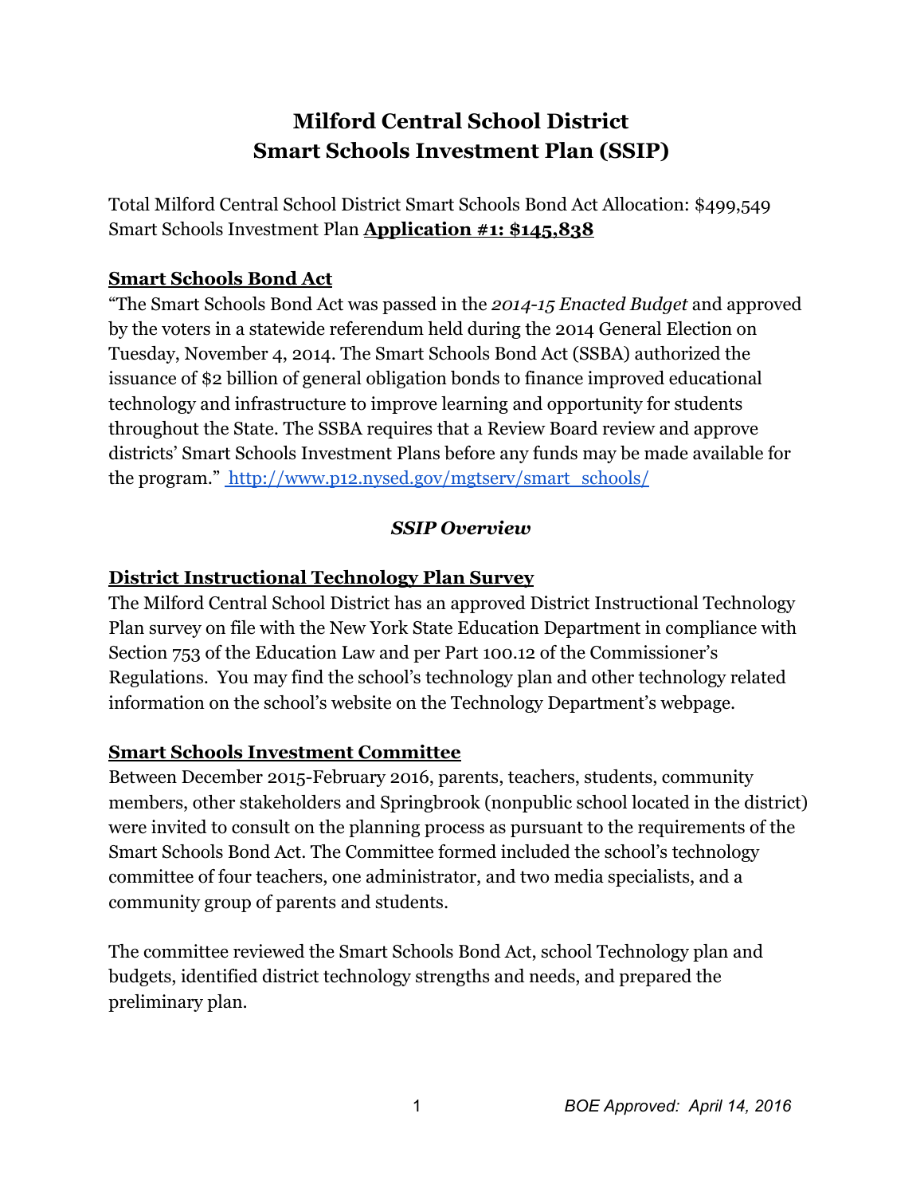# Milford Central School District
# Smart Schools Investment Plan (SSIP)

Total Milford Central School District Smart Schools Bond Act Allocation: $499,549
Smart Schools Investment Plan **Application #1: $145,838**

## Smart Schools Bond Act

"The Smart Schools Bond Act was passed in the *2014-15 Enacted Budget* and approved by the voters in a statewide referendum held during the 2014 General Election on Tuesday, November 4, 2014. The Smart Schools Bond Act (SSBA) authorized the issuance of $2 billion of general obligation bonds to finance improved educational technology and infrastructure to improve learning and opportunity for students throughout the State. The SSBA requires that a Review Board review and approve districts' Smart Schools Investment Plans before any funds may be made available for the program." http://www.p12.nysed.gov/mgtserv/smart_schools/

### *SSIP Overview*

## District Instructional Technology Plan Survey

The Milford Central School District has an approved District Instructional Technology Plan survey on file with the New York State Education Department in compliance with Section 753 of the Education Law and per Part 100.12 of the Commissioner's Regulations. You may find the school's technology plan and other technology related information on the school's website on the Technology Department's webpage.

## Smart Schools Investment Committee

Between December 2015-February 2016, parents, teachers, students, community members, other stakeholders and Springbrook (nonpublic school located in the district) were invited to consult on the planning process as pursuant to the requirements of the Smart Schools Bond Act. The Committee formed included the school's technology committee of four teachers, one administrator, and two media specialists, and a community group of parents and students.

The committee reviewed the Smart Schools Bond Act, school Technology plan and budgets, identified district technology strengths and needs, and prepared the preliminary plan.

*BOE Approved: April 14, 2016*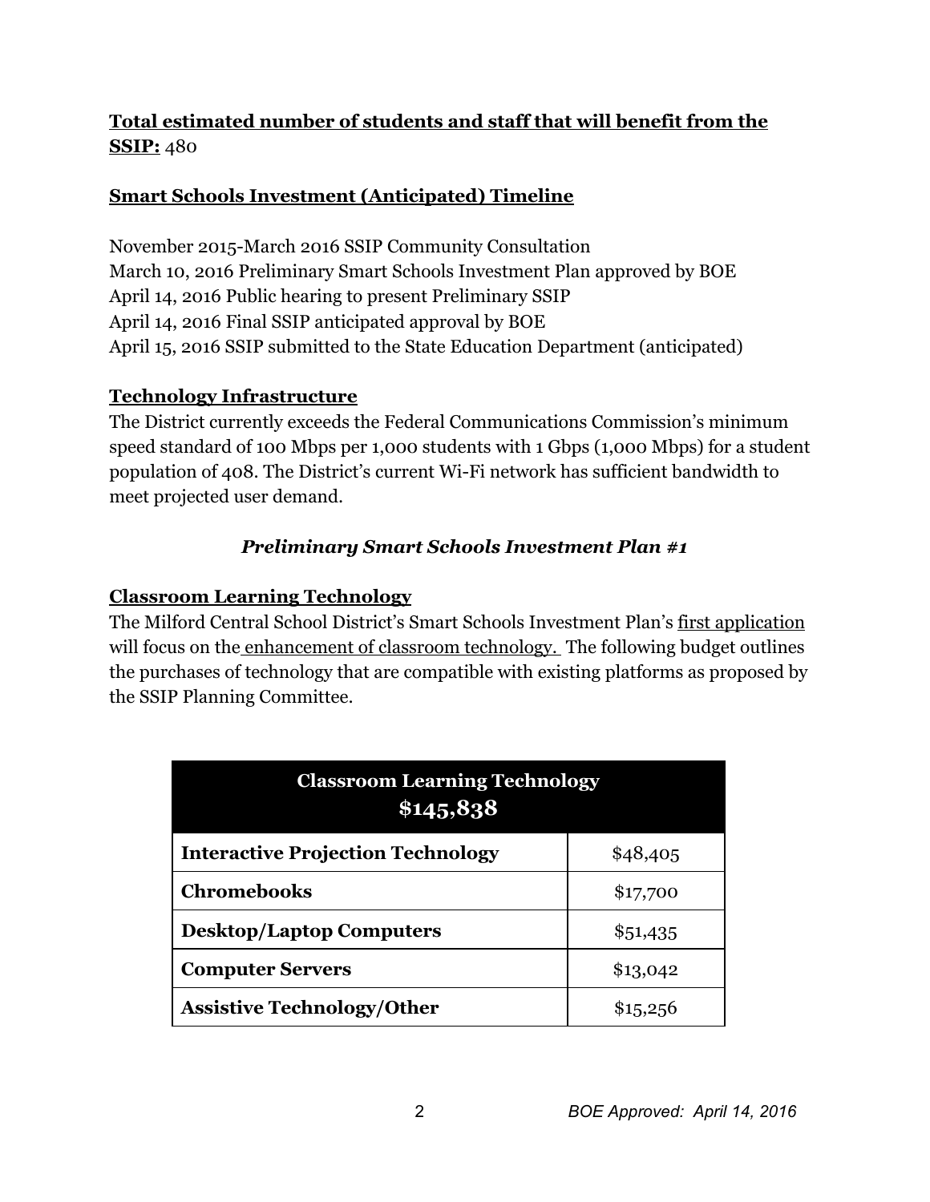**<u>Total estimated number of students and staff that will benefit from the SSIP:</u>** 480

**<u>Smart Schools Investment (Anticipated) Timeline</u>**

November 2015-March 2016 SSIP Community Consultation
March 10, 2016 Preliminary Smart Schools Investment Plan approved by BOE
April 14, 2016 Public hearing to present Preliminary SSIP
April 14, 2016 Final SSIP anticipated approval by BOE
April 15, 2016 SSIP submitted to the State Education Department (anticipated)

**<u>Technology Infrastructure</u>**
The District currently exceeds the Federal Communications Commission's minimum speed standard of 100 Mbps per 1,000 students with 1 Gbps (1,000 Mbps) for a student population of 408. The District's current Wi-Fi network has sufficient bandwidth to meet projected user demand.

***Preliminary Smart Schools Investment Plan #1***

**<u>Classroom Learning Technology</u>**
The Milford Central School District's Smart Schools Investment Plan's <u>first application</u> will focus on the <u>enhancement of classroom technology.</u> The following budget outlines the purchases of technology that are compatible with existing platforms as proposed by the SSIP Planning Committee.

| Classroom Learning Technology $145,838 | |
|---|---|
| **Interactive Projection Technology** | $48,405 |
| **Chromebooks** | $17,700 |
| **Desktop/Laptop Computers** | $51,435 |
| **Computer Servers** | $13,042 |
| **Assistive Technology/Other** | $15,256 |

*BOE Approved: April 14, 2016*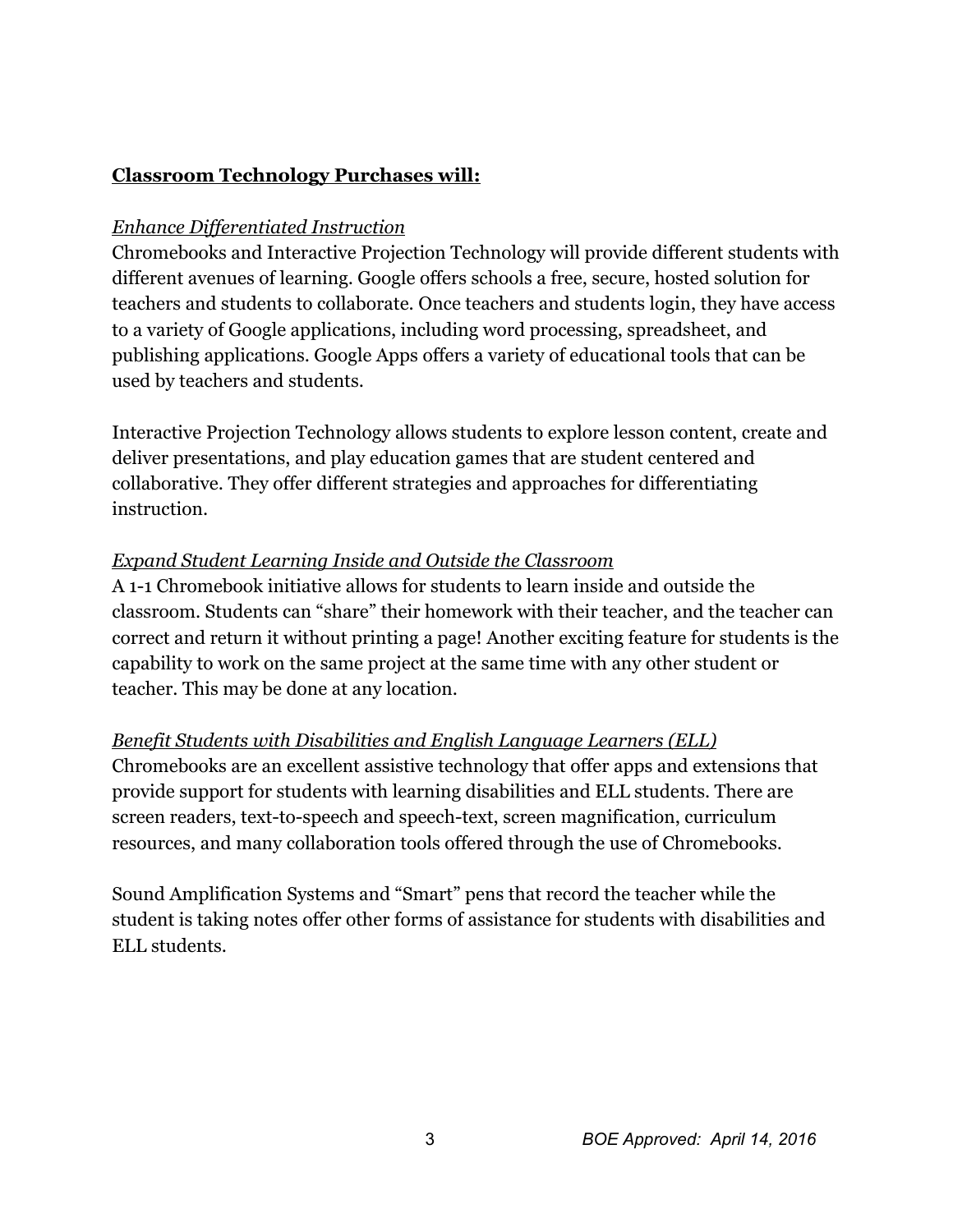## Classroom Technology Purchases will:

*Enhance Differentiated Instruction*

Chromebooks and Interactive Projection Technology will provide different students with different avenues of learning. Google offers schools a free, secure, hosted solution for teachers and students to collaborate. Once teachers and students login, they have access to a variety of Google applications, including word processing, spreadsheet, and publishing applications. Google Apps offers a variety of educational tools that can be used by teachers and students.

Interactive Projection Technology allows students to explore lesson content, create and deliver presentations, and play education games that are student centered and collaborative. They offer different strategies and approaches for differentiating instruction.

*Expand Student Learning Inside and Outside the Classroom*

A 1-1 Chromebook initiative allows for students to learn inside and outside the classroom. Students can "share" their homework with their teacher, and the teacher can correct and return it without printing a page! Another exciting feature for students is the capability to work on the same project at the same time with any other student or teacher. This may be done at any location.

*Benefit Students with Disabilities and English Language Learners (ELL)*

Chromebooks are an excellent assistive technology that offer apps and extensions that provide support for students with learning disabilities and ELL students. There are screen readers, text-to-speech and speech-text, screen magnification, curriculum resources, and many collaboration tools offered through the use of Chromebooks.

Sound Amplification Systems and "Smart" pens that record the teacher while the student is taking notes offer other forms of assistance for students with disabilities and ELL students.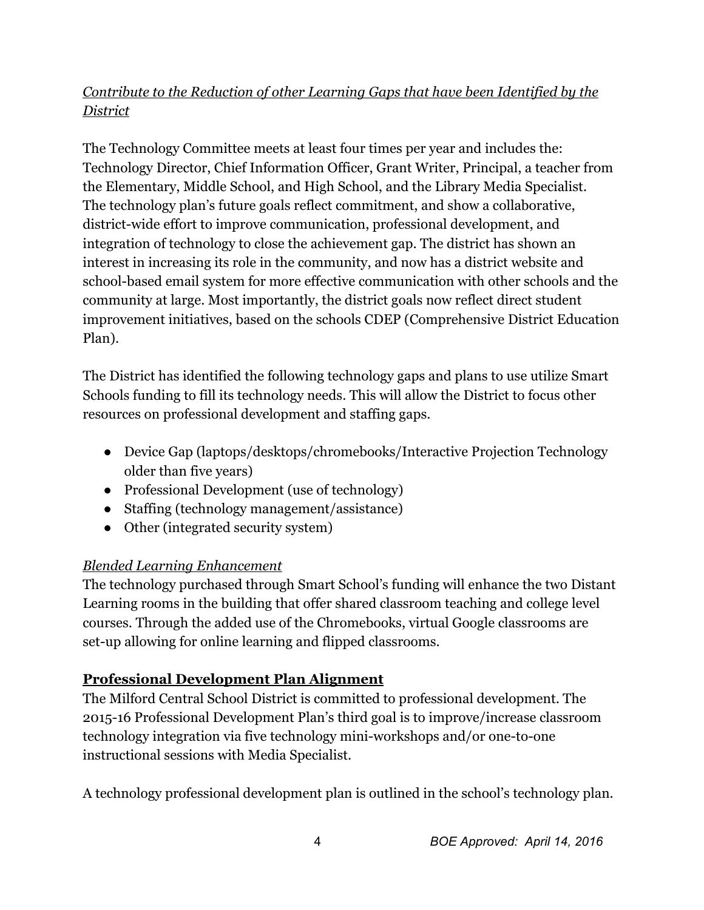*Contribute to the Reduction of other Learning Gaps that have been Identified by the District*

The Technology Committee meets at least four times per year and includes the: Technology Director, Chief Information Officer, Grant Writer, Principal, a teacher from the Elementary, Middle School, and High School, and the Library Media Specialist. The technology plan's future goals reflect commitment, and show a collaborative, district-wide effort to improve communication, professional development, and integration of technology to close the achievement gap. The district has shown an interest in increasing its role in the community, and now has a district website and school-based email system for more effective communication with other schools and the community at large. Most importantly, the district goals now reflect direct student improvement initiatives, based on the schools CDEP (Comprehensive District Education Plan).

The District has identified the following technology gaps and plans to use utilize Smart Schools funding to fill its technology needs. This will allow the District to focus other resources on professional development and staffing gaps.

- Device Gap (laptops/desktops/chromebooks/Interactive Projection Technology older than five years)
- Professional Development (use of technology)
- Staffing (technology management/assistance)
- Other (integrated security system)

*Blended Learning Enhancement*

The technology purchased through Smart School's funding will enhance the two Distant Learning rooms in the building that offer shared classroom teaching and college level courses. Through the added use of the Chromebooks, virtual Google classrooms are set-up allowing for online learning and flipped classrooms.

## Professional Development Plan Alignment

The Milford Central School District is committed to professional development. The 2015-16 Professional Development Plan's third goal is to improve/increase classroom technology integration via five technology mini-workshops and/or one-to-one instructional sessions with Media Specialist.

A technology professional development plan is outlined in the school's technology plan.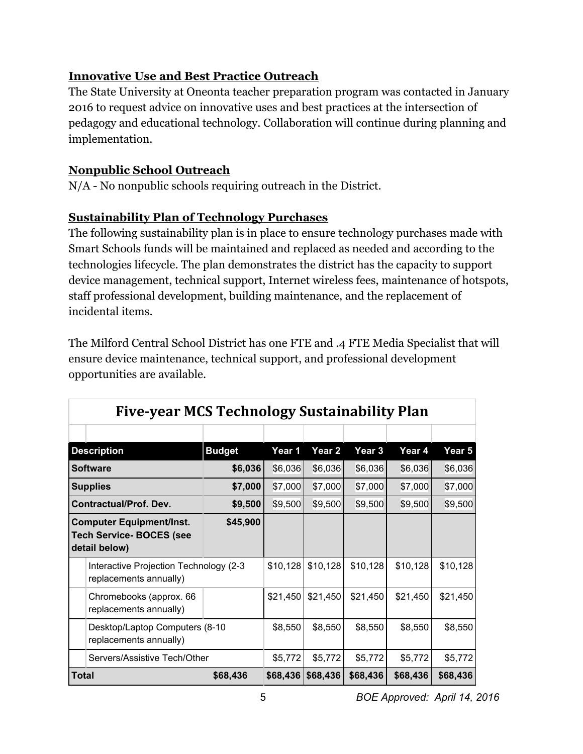### Innovative Use and Best Practice Outreach

The State University at Oneonta teacher preparation program was contacted in January 2016 to request advice on innovative uses and best practices at the intersection of pedagogy and educational technology. Collaboration will continue during planning and implementation.

### Nonpublic School Outreach

N/A - No nonpublic schools requiring outreach in the District.

### Sustainability Plan of Technology Purchases

The following sustainability plan is in place to ensure technology purchases made with Smart Schools funds will be maintained and replaced as needed and according to the technologies lifecycle. The plan demonstrates the district has the capacity to support device management, technical support, Internet wireless fees, maintenance of hotspots, staff professional development, building maintenance, and the replacement of incidental items.

The Milford Central School District has one FTE and .4 FTE Media Specialist that will ensure device maintenance, technical support, and professional development opportunities are available.

**Five-year MCS Technology Sustainability Plan**

| Description | Budget | Year 1 | Year 2 | Year 3 | Year 4 | Year 5 |
|---|---|---|---|---|---|---|
| **Software** | **$6,036** | $6,036 | $6,036 | $6,036 | $6,036 | $6,036 |
| **Supplies** | **$7,000** | $7,000 | $7,000 | $7,000 | $7,000 | $7,000 |
| **Contractual/Prof. Dev.** | **$9,500** | $9,500 | $9,500 | $9,500 | $9,500 | $9,500 |
| **Computer Equipment/Inst. Tech Service- BOCES (see detail below)** | **$45,900** | | | | | |
| Interactive Projection Technology (2-3 replacements annually) | | $10,128 | $10,128 | $10,128 | $10,128 | $10,128 |
| Chromebooks (approx. 66 replacements annually) | | $21,450 | $21,450 | $21,450 | $21,450 | $21,450 |
| Desktop/Laptop Computers (8-10 replacements annually) | | $8,550 | $8,550 | $8,550 | $8,550 | $8,550 |
| Servers/Assistive Tech/Other | | $5,772 | $5,772 | $5,772 | $5,772 | $5,772 |
| **Total** | **$68,436** | **$68,436** | **$68,436** | **$68,436** | **$68,436** | **$68,436** |

BOE Approved: April 14, 2016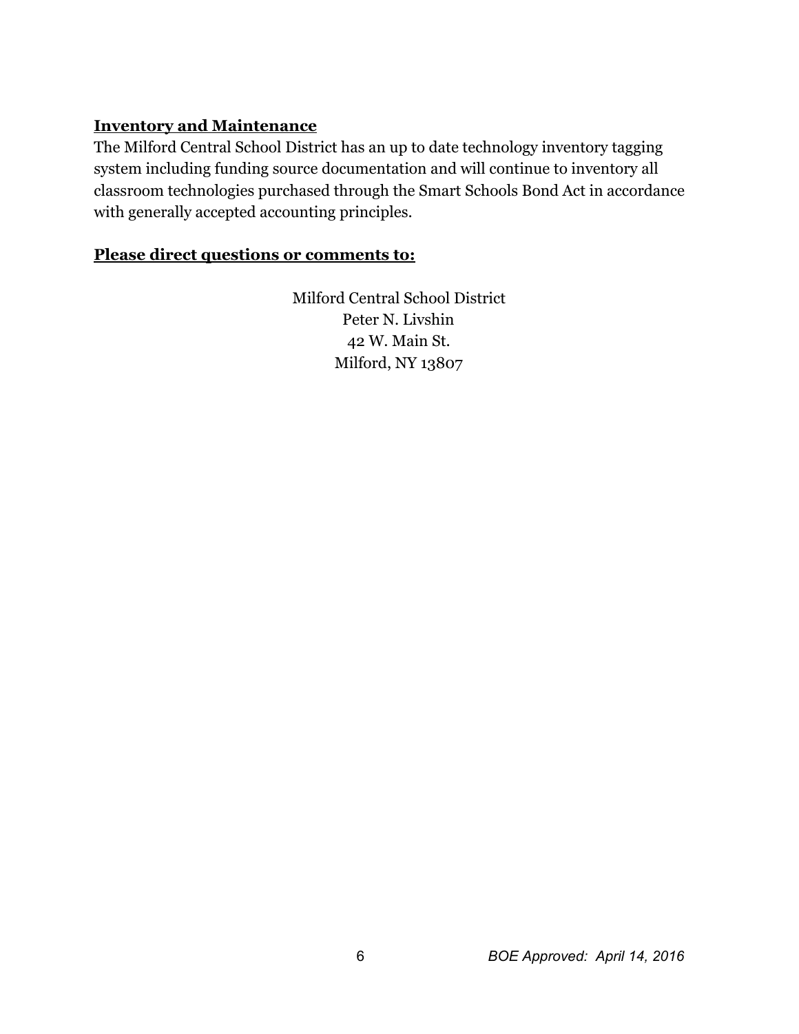**Inventory and Maintenance**

The Milford Central School District has an up to date technology inventory tagging system including funding source documentation and will continue to inventory all classroom technologies purchased through the Smart Schools Bond Act in accordance with generally accepted accounting principles.

**Please direct questions or comments to:**

Milford Central School District
Peter N. Livshin
42 W. Main St.
Milford, NY 13807